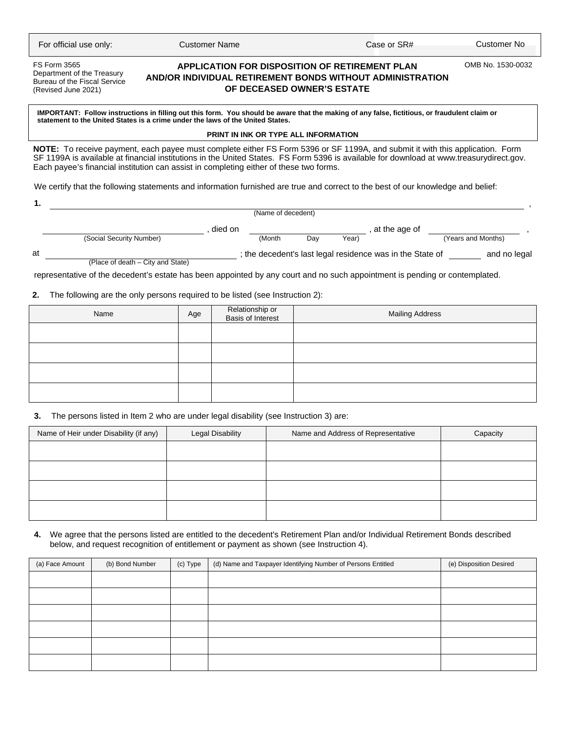| For official use only: | Customer Name | Case or SR# | Customer No |
|---|---|---|---|

FS Form 3565
Department of the Treasury
Bureau of the Fiscal Service
(Revised June 2021)

OMB No. 1530-0032

# APPLICATION FOR DISPOSITION OF RETIREMENT PLAN AND/OR INDIVIDUAL RETIREMENT BONDS WITHOUT ADMINISTRATION OF DECEASED OWNER'S ESTATE

**IMPORTANT: Follow instructions in filling out this form. You should be aware that the making of any false, fictitious, or fraudulent claim or statement to the United States is a crime under the laws of the United States.**

**PRINT IN INK OR TYPE ALL INFORMATION**

**NOTE:** To receive payment, each payee must complete either FS Form 5396 or SF 1199A, and submit it with this application. Form SF 1199A is available at financial institutions in the United States. FS Form 5396 is available for download at www.treasurydirect.gov. Each payee's financial institution can assist in completing either of these two forms.

We certify that the following statements and information furnished are true and correct to the best of our knowledge and belief:

**1.** ______________________________ (Name of decedent) ,

______________ (Social Security Number) , died on ______________ (Month Day Year) , at the age of ______________ (Years and Months) ,

at ______________ (Place of death – City and State) ; the decedent's last legal residence was in the State of ________ and no legal representative of the decedent's estate has been appointed by any court and no such appointment is pending or contemplated.

**2.** The following are the only persons required to be listed (see Instruction 2):

| Name | Age | Relationship or Basis of Interest | Mailing Address |
|---|---|---|---|
| | | | |
| | | | |
| | | | |
| | | | |

**3.** The persons listed in Item 2 who are under legal disability (see Instruction 3) are:

| Name of Heir under Disability (if any) | Legal Disability | Name and Address of Representative | Capacity |
|---|---|---|---|
| | | | |
| | | | |
| | | | |
| | | | |

**4.** We agree that the persons listed are entitled to the decedent's Retirement Plan and/or Individual Retirement Bonds described below, and request recognition of entitlement or payment as shown (see Instruction 4).

| (a) Face Amount | (b) Bond Number | (c) Type | (d) Name and Taxpayer Identifying Number of Persons Entitled | (e) Disposition Desired |
|---|---|---|---|---|
| | | | | |
| | | | | |
| | | | | |
| | | | | |
| | | | | |
| | | | | |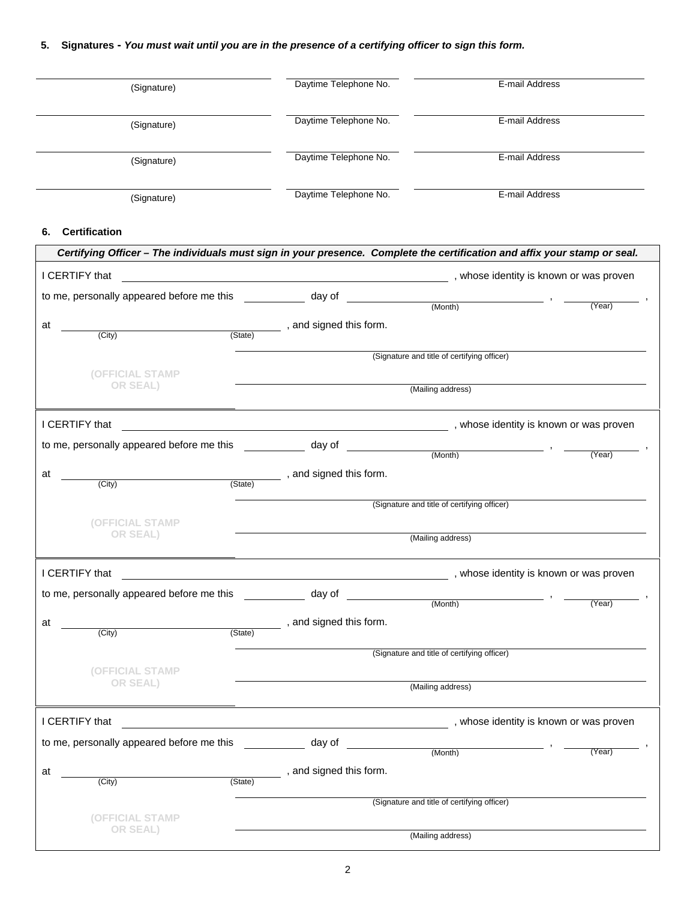## 5. Signatures - *You must wait until you are in the presence of a certifying officer to sign this form.*

| (Signature) | Daytime Telephone No. | E-mail Address |
|---|---|---|
| (Signature) | Daytime Telephone No. | E-mail Address |
| (Signature) | Daytime Telephone No. | E-mail Address |
| (Signature) | Daytime Telephone No. | E-mail Address |

## 6. Certification

***Certifying Officer – The individuals must sign in your presence. Complete the certification and affix your stamp or seal.***

I CERTIFY that ______________________________, whose identity is known or was proven to me, personally appeared before me this ________ day of ______________ (Month), ________ (Year), at ______________ (City) ________ (State), and signed this form.

(OFFICIAL STAMP OR SEAL)

______________________________
(Signature and title of certifying officer)

______________________________
(Mailing address)

---

I CERTIFY that ______________________________, whose identity is known or was proven to me, personally appeared before me this ________ day of ______________ (Month), ________ (Year), at ______________ (City) ________ (State), and signed this form.

(OFFICIAL STAMP OR SEAL)

______________________________
(Signature and title of certifying officer)

______________________________
(Mailing address)

---

I CERTIFY that ______________________________, whose identity is known or was proven to me, personally appeared before me this ________ day of ______________ (Month), ________ (Year), at ______________ (City) ________ (State), and signed this form.

(OFFICIAL STAMP OR SEAL)

______________________________
(Signature and title of certifying officer)

______________________________
(Mailing address)

---

I CERTIFY that ______________________________, whose identity is known or was proven to me, personally appeared before me this ________ day of ______________ (Month), ________ (Year), at ______________ (City) ________ (State), and signed this form.

(OFFICIAL STAMP OR SEAL)

______________________________
(Signature and title of certifying officer)

______________________________
(Mailing address)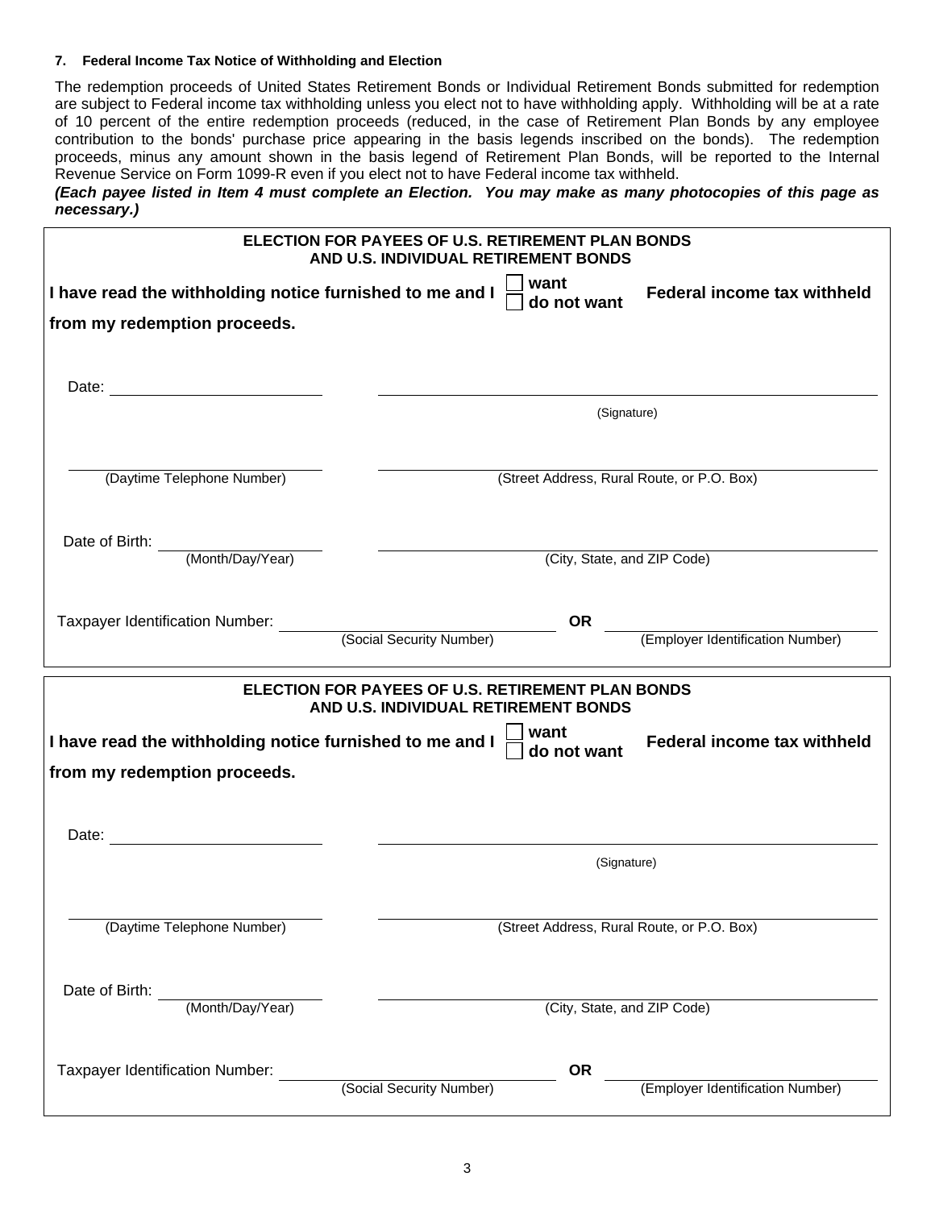**7. Federal Income Tax Notice of Withholding and Election**

The redemption proceeds of United States Retirement Bonds or Individual Retirement Bonds submitted for redemption are subject to Federal income tax withholding unless you elect not to have withholding apply. Withholding will be at a rate of 10 percent of the entire redemption proceeds (reduced, in the case of Retirement Plan Bonds by any employee contribution to the bonds' purchase price appearing in the basis legends inscribed on the bonds). The redemption proceeds, minus any amount shown in the basis legend of Retirement Plan Bonds, will be reported to the Internal Revenue Service on Form 1099-R even if you elect not to have Federal income tax withheld.

***(Each payee listed in Item 4 must complete an Election. You may make as many photocopies of this page as necessary.)***

---

**ELECTION FOR PAYEES OF U.S. RETIREMENT PLAN BONDS AND U.S. INDIVIDUAL RETIREMENT BONDS**

**I have read the withholding notice furnished to me and I ☐ want ☐ do not want Federal income tax withheld from my redemption proceeds.**

Date: ______________________ ______________________________________________
(Signature)

______________________________ ______________________________________________
(Daytime Telephone Number) (Street Address, Rural Route, or P.O. Box)

Date of Birth: ______________________ ______________________________________________
(Month/Day/Year) (City, State, and ZIP Code)

Taxpayer Identification Number: ______________________ **OR** ______________________
(Social Security Number) (Employer Identification Number)

---

**ELECTION FOR PAYEES OF U.S. RETIREMENT PLAN BONDS AND U.S. INDIVIDUAL RETIREMENT BONDS**

**I have read the withholding notice furnished to me and I ☐ want ☐ do not want Federal income tax withheld from my redemption proceeds.**

Date: ______________________ ______________________________________________
(Signature)

______________________________ ______________________________________________
(Daytime Telephone Number) (Street Address, Rural Route, or P.O. Box)

Date of Birth: ______________________ ______________________________________________
(Month/Day/Year) (City, State, and ZIP Code)

Taxpayer Identification Number: ______________________ **OR** ______________________
(Social Security Number) (Employer Identification Number)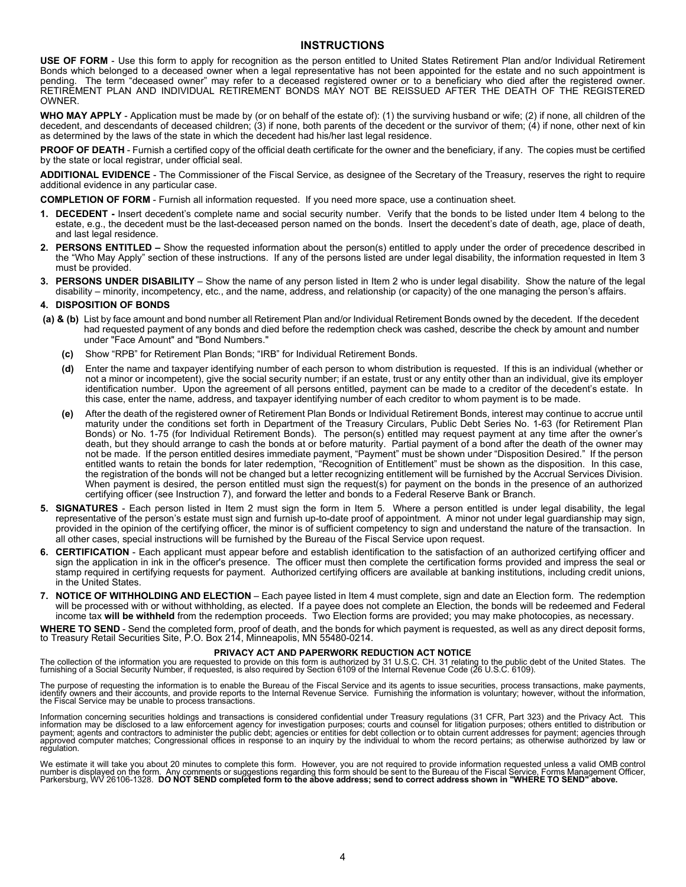# INSTRUCTIONS

**USE OF FORM** - Use this form to apply for recognition as the person entitled to United States Retirement Plan and/or Individual Retirement Bonds which belonged to a deceased owner when a legal representative has not been appointed for the estate and no such appointment is pending. The term "deceased owner" may refer to a deceased registered owner or to a beneficiary who died after the registered owner. RETIREMENT PLAN AND INDIVIDUAL RETIREMENT BONDS MAY NOT BE REISSUED AFTER THE DEATH OF THE REGISTERED OWNER.

**WHO MAY APPLY** - Application must be made by (or on behalf of the estate of): (1) the surviving husband or wife; (2) if none, all children of the decedent, and descendants of deceased children; (3) if none, both parents of the decedent or the survivor of them; (4) if none, other next of kin as determined by the laws of the state in which the decedent had his/her last legal residence.

**PROOF OF DEATH** - Furnish a certified copy of the official death certificate for the owner and the beneficiary, if any. The copies must be certified by the state or local registrar, under official seal.

**ADDITIONAL EVIDENCE** - The Commissioner of the Fiscal Service, as designee of the Secretary of the Treasury, reserves the right to require additional evidence in any particular case.

**COMPLETION OF FORM** - Furnish all information requested. If you need more space, use a continuation sheet.

**1. DECEDENT -** Insert decedent's complete name and social security number. Verify that the bonds to be listed under Item 4 belong to the estate, e.g., the decedent must be the last-deceased person named on the bonds. Insert the decedent's date of death, age, place of death, and last legal residence.

**2. PERSONS ENTITLED –** Show the requested information about the person(s) entitled to apply under the order of precedence described in the "Who May Apply" section of these instructions. If any of the persons listed are under legal disability, the information requested in Item 3 must be provided.

**3. PERSONS UNDER DISABILITY** – Show the name of any person listed in Item 2 who is under legal disability. Show the nature of the legal disability – minority, incompetency, etc., and the name, address, and relationship (or capacity) of the one managing the person's affairs.

**4. DISPOSITION OF BONDS**

**(a) & (b)** List by face amount and bond number all Retirement Plan and/or Individual Retirement Bonds owned by the decedent. If the decedent had requested payment of any bonds and died before the redemption check was cashed, describe the check by amount and number under "Face Amount" and "Bond Numbers."

**(c)** Show "RPB" for Retirement Plan Bonds; "IRB" for Individual Retirement Bonds.

**(d)** Enter the name and taxpayer identifying number of each person to whom distribution is requested. If this is an individual (whether or not a minor or incompetent), give the social security number; if an estate, trust or any entity other than an individual, give its employer identification number. Upon the agreement of all persons entitled, payment can be made to a creditor of the decedent's estate. In this case, enter the name, address, and taxpayer identifying number of each creditor to whom payment is to be made.

**(e)** After the death of the registered owner of Retirement Plan Bonds or Individual Retirement Bonds, interest may continue to accrue until maturity under the conditions set forth in Department of the Treasury Circulars, Public Debt Series No. 1-63 (for Retirement Plan Bonds) or No. 1-75 (for Individual Retirement Bonds). The person(s) entitled may request payment at any time after the owner's death, but they should arrange to cash the bonds at or before maturity. Partial payment of a bond after the death of the owner may not be made. If the person entitled desires immediate payment, "Payment" must be shown under "Disposition Desired." If the person entitled wants to retain the bonds for later redemption, "Recognition of Entitlement" must be shown as the disposition. In this case, the registration of the bonds will not be changed but a letter recognizing entitlement will be furnished by the Accrual Services Division. When payment is desired, the person entitled must sign the request(s) for payment on the bonds in the presence of an authorized certifying officer (see Instruction 7), and forward the letter and bonds to a Federal Reserve Bank or Branch.

**5. SIGNATURES** - Each person listed in Item 2 must sign the form in Item 5. Where a person entitled is under legal disability, the legal representative of the person's estate must sign and furnish up-to-date proof of appointment. A minor not under legal guardianship may sign, provided in the opinion of the certifying officer, the minor is of sufficient competency to sign and understand the nature of the transaction. In all other cases, special instructions will be furnished by the Bureau of the Fiscal Service upon request.

**6. CERTIFICATION** - Each applicant must appear before and establish identification to the satisfaction of an authorized certifying officer and sign the application in ink in the officer's presence. The officer must then complete the certification forms provided and impress the seal or stamp required in certifying requests for payment. Authorized certifying officers are available at banking institutions, including credit unions, in the United States.

**7. NOTICE OF WITHHOLDING AND ELECTION** – Each payee listed in Item 4 must complete, sign and date an Election form. The redemption will be processed with or without withholding, as elected. If a payee does not complete an Election, the bonds will be redeemed and Federal income tax **will be withheld** from the redemption proceeds. Two Election forms are provided; you may make photocopies, as necessary.

**WHERE TO SEND** - Send the completed form, proof of death, and the bonds for which payment is requested, as well as any direct deposit forms, to Treasury Retail Securities Site, P.O. Box 214, Minneapolis, MN 55480-0214.

## PRIVACY ACT AND PAPERWORK REDUCTION ACT NOTICE

The collection of the information you are requested to provide on this form is authorized by 31 U.S.C. CH. 31 relating to the public debt of the United States. The furnishing of a Social Security Number, if requested, is also required by Section 6109 of the Internal Revenue Code (26 U.S.C. 6109).

The purpose of requesting the information is to enable the Bureau of the Fiscal Service and its agents to issue securities, process transactions, make payments, identify owners and their accounts, and provide reports to the Internal Revenue Service. Furnishing the information is voluntary; however, without the information, the Fiscal Service may be unable to process transactions.

Information concerning securities holdings and transactions is considered confidential under Treasury regulations (31 CFR, Part 323) and the Privacy Act. This information may be disclosed to a law enforcement agency for investigation purposes; courts and counsel for litigation purposes; others entitled to distribution or payment; agents and contractors to administer the public debt; agencies or entities for debt collection or to obtain current addresses for payment; agencies through approved computer matches; Congressional offices in response to an inquiry by the individual to whom the record pertains; as otherwise authorized by law or regulation.

We estimate it will take you about 20 minutes to complete this form. However, you are not required to provide information requested unless a valid OMB control number is displayed on the form. Any comments or suggestions regarding this form should be sent to the Bureau of the Fiscal Service, Forms Management Officer, Parkersburg, WV 26106-1328. **DO NOT SEND completed form to the above address; send to correct address shown in "WHERE TO SEND" above.**